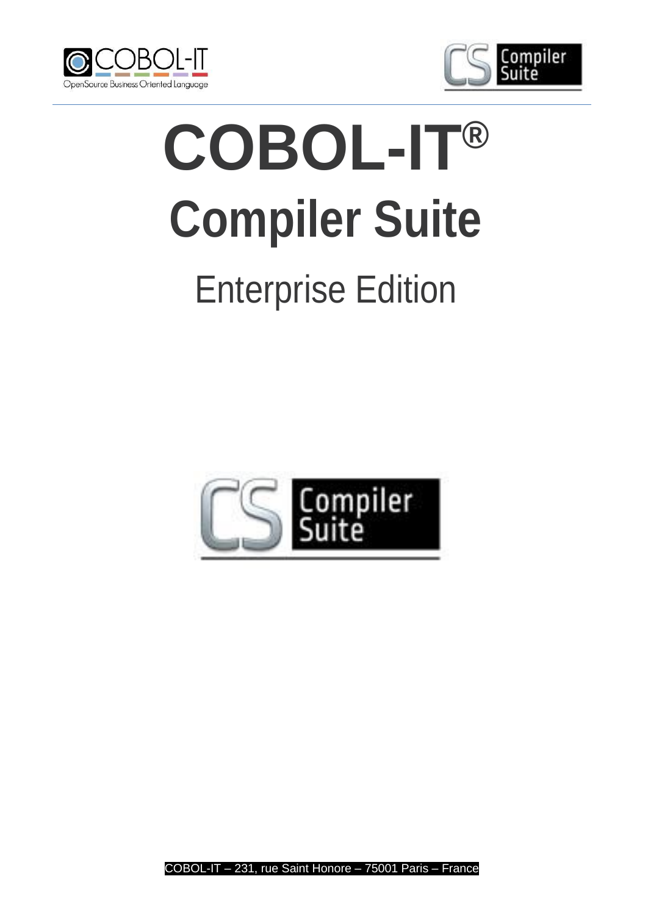# COBOL-IT®

## Compiler Suite

Enterprise Edition

COBOL-IT – 231, rue Saint Honore – 75001 Paris – France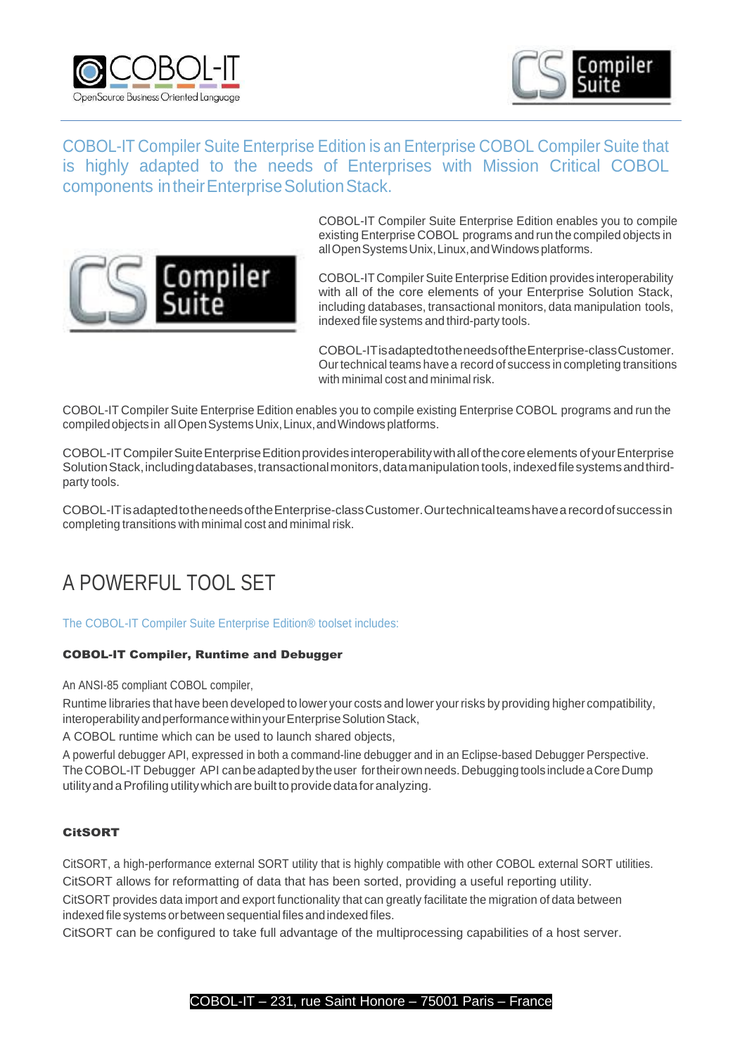COBOL-IT Compiler Suite Enterprise Edition is an Enterprise COBOL Compiler Suite that is highly adapted to the needs of Enterprises with Mission Critical COBOL components in their Enterprise Solution Stack.

COBOL-IT Compiler Suite Enterprise Edition enables you to compile existing Enterprise COBOL programs and run the compiled objects in all Open Systems Unix, Linux, and Windows platforms.

COBOL-IT Compiler Suite Enterprise Edition provides interoperability with all of the core elements of your Enterprise Solution Stack, including databases, transactional monitors, data manipulation tools, indexed file systems and third-party tools.

COBOL-IT is adapted to the needs of the Enterprise-class Customer. Our technical teams have a record of success in completing transitions with minimal cost and minimal risk.

COBOL-IT Compiler Suite Enterprise Edition enables you to compile existing Enterprise COBOL programs and run the compiled objects in all Open Systems Unix, Linux, and Windows platforms.

COBOL-IT Compiler Suite Enterprise Edition provides interoperability with all of the core elements of your Enterprise Solution Stack, including databases, transactional monitors, data manipulation tools, indexed file systems and third-party tools.

COBOL-IT is adapted to the needs of the Enterprise-class Customer. Our technical teams have a record of success in completing transitions with minimal cost and minimal risk.

# A POWERFUL TOOL SET

The COBOL-IT Compiler Suite Enterprise Edition® toolset includes:

**COBOL-IT Compiler, Runtime and Debugger**

An ANSI-85 compliant COBOL compiler,

Runtime libraries that have been developed to lower your costs and lower your risks by providing higher compatibility, interoperability and performance within your Enterprise Solution Stack,

A COBOL runtime which can be used to launch shared objects,

A powerful debugger API, expressed in both a command-line debugger and in an Eclipse-based Debugger Perspective. The COBOL-IT Debugger API can be adapted by the user for their own needs. Debugging tools include a Core Dump utility and a Profiling utility which are built to provide data for analyzing.

**CitSORT**

CitSORT, a high-performance external SORT utility that is highly compatible with other COBOL external SORT utilities.

CitSORT allows for reformatting of data that has been sorted, providing a useful reporting utility.

CitSORT provides data import and export functionality that can greatly facilitate the migration of data between indexed file systems or between sequential files and indexed files.

CitSORT can be configured to take full advantage of the multiprocessing capabilities of a host server.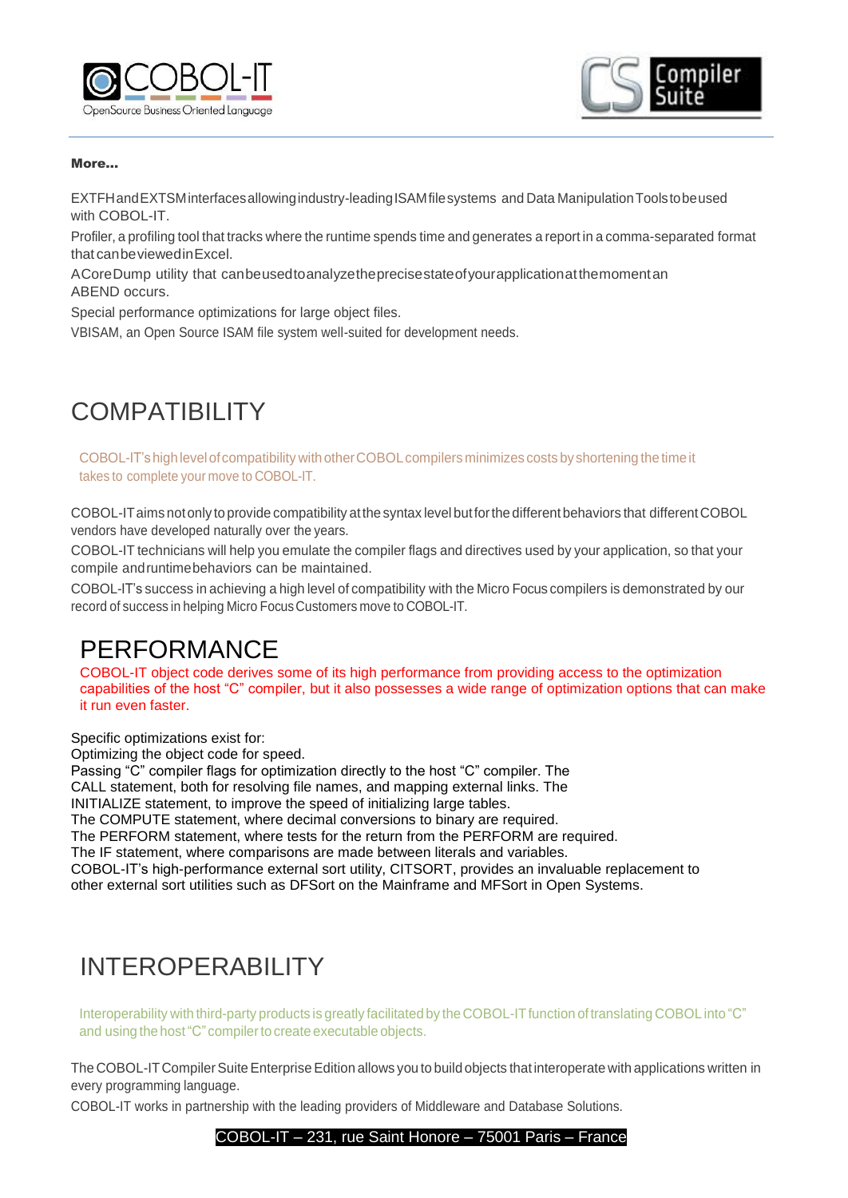**More...**

EXTFH and EXTSM interfaces allowing industry-leading ISAM file systems and Data Manipulation Tools to be used with COBOL-IT.

Profiler, a profiling tool that tracks where the runtime spends time and generates a report in a comma-separated format that can be viewed in Excel.

A CoreDump utility that can be used to analyze the precise state of your application at the moment an ABEND occurs.

Special performance optimizations for large object files.

VBISAM, an Open Source ISAM file system well-suited for development needs.

# COMPATIBILITY

COBOL-IT's high level of compatibility with other COBOL compilers minimizes costs by shortening the time it takes to complete your move to COBOL-IT.

COBOL-IT aims not only to provide compatibility at the syntax level but for the different behaviors that different COBOL vendors have developed naturally over the years.

COBOL-IT technicians will help you emulate the compiler flags and directives used by your application, so that your compile and runtime behaviors can be maintained.

COBOL-IT's success in achieving a high level of compatibility with the Micro Focus compilers is demonstrated by our record of success in helping Micro Focus Customers move to COBOL-IT.

# PERFORMANCE

COBOL-IT object code derives some of its high performance from providing access to the optimization capabilities of the host "C" compiler, but it also possesses a wide range of optimization options that can make it run even faster.

Specific optimizations exist for:
Optimizing the object code for speed.
Passing "C" compiler flags for optimization directly to the host "C" compiler. The CALL statement, both for resolving file names, and mapping external links. The INITIALIZE statement, to improve the speed of initializing large tables.
The COMPUTE statement, where decimal conversions to binary are required.
The PERFORM statement, where tests for the return from the PERFORM are required.
The IF statement, where comparisons are made between literals and variables.
COBOL-IT's high-performance external sort utility, CITSORT, provides an invaluable replacement to other external sort utilities such as DFSort on the Mainframe and MFSort in Open Systems.

# INTEROPERABILITY

Interoperability with third-party products is greatly facilitated by the COBOL-IT function of translating COBOL into "C" and using the host "C" compiler to create executable objects.

The COBOL-IT Compiler Suite Enterprise Edition allows you to build objects that interoperate with applications written in every programming language.

COBOL-IT works in partnership with the leading providers of Middleware and Database Solutions.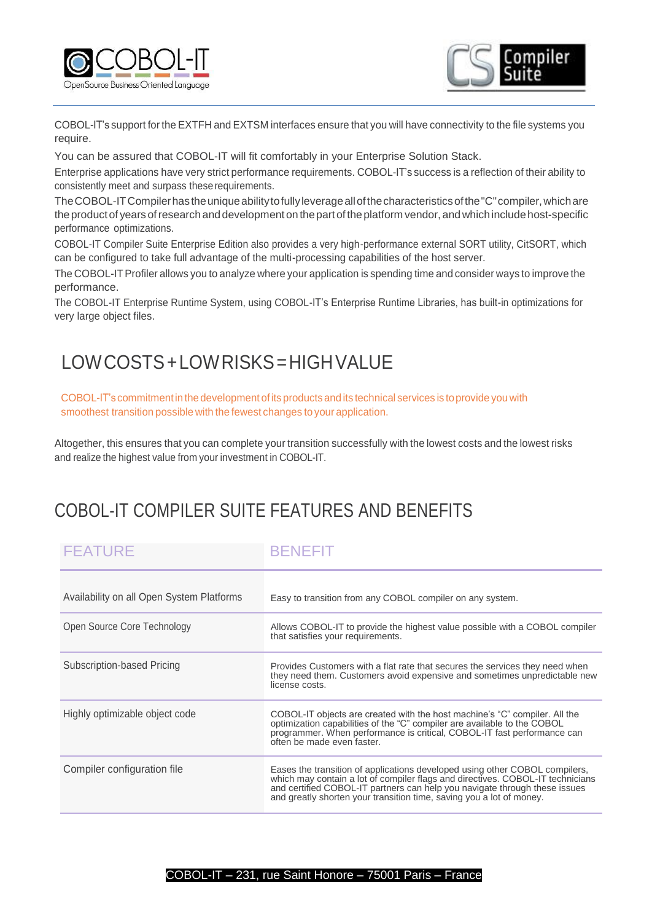COBOL-IT's support for the EXTFH and EXTSM interfaces ensure that you will have connectivity to the file systems you require.

You can be assured that COBOL-IT will fit comfortably in your Enterprise Solution Stack.

Enterprise applications have very strict performance requirements. COBOL-IT's success is a reflection of their ability to consistently meet and surpass these requirements.

The COBOL-IT Compiler has the unique ability to fully leverage all of the characteristics of the "C" compiler, which are the product of years of research and development on the part of the platform vendor, and which include host-specific performance optimizations.

COBOL-IT Compiler Suite Enterprise Edition also provides a very high-performance external SORT utility, CitSORT, which can be configured to take full advantage of the multi-processing capabilities of the host server.

The COBOL-IT Profiler allows you to analyze where your application is spending time and consider ways to improve the performance.

The COBOL-IT Enterprise Runtime System, using COBOL-IT's Enterprise Runtime Libraries, has built-in optimizations for very large object files.

## LOW COSTS + LOW RISKS = HIGH VALUE

COBOL-IT's commitment in the development of its products and its technical services is to provide you with smoothest transition possible with the fewest changes to your application.

Altogether, this ensures that you can complete your transition successfully with the lowest costs and the lowest risks and realize the highest value from your investment in COBOL-IT.

## COBOL-IT COMPILER SUITE FEATURES AND BENEFITS

| FEATURE | BENEFIT |
|---|---|
| Availability on all Open System Platforms | Easy to transition from any COBOL compiler on any system. |
| Open Source Core Technology | Allows COBOL-IT to provide the highest value possible with a COBOL compiler that satisfies your requirements. |
| Subscription-based Pricing | Provides Customers with a flat rate that secures the services they need when they need them. Customers avoid expensive and sometimes unpredictable new license costs. |
| Highly optimizable object code | COBOL-IT objects are created with the host machine's "C" compiler. All the optimization capabilities of the "C" compiler are available to the COBOL programmer. When performance is critical, COBOL-IT fast performance can often be made even faster. |
| Compiler configuration file | Eases the transition of applications developed using other COBOL compilers, which may contain a lot of compiler flags and directives. COBOL-IT technicians and certified COBOL-IT partners can help you navigate through these issues and greatly shorten your transition time, saving you a lot of money. |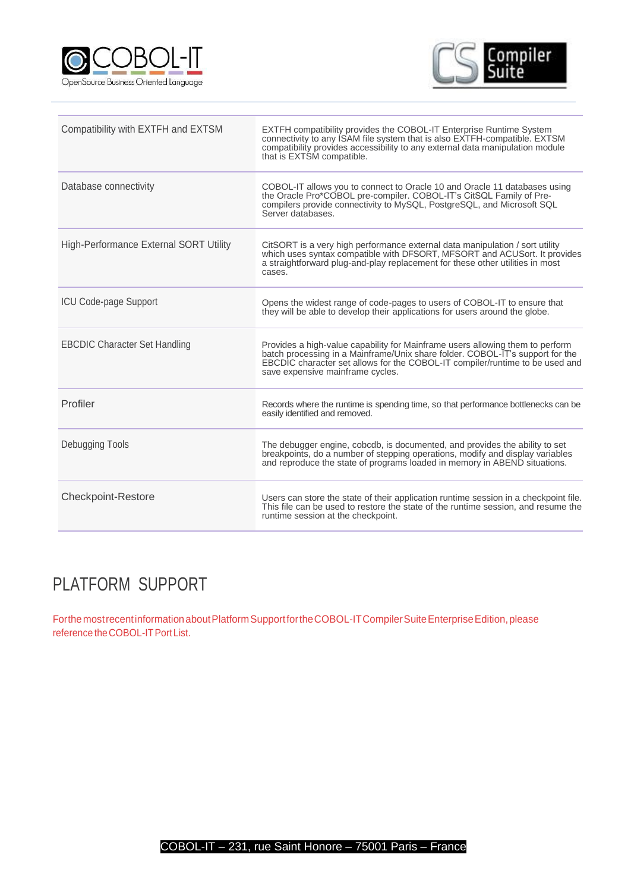| | |
|---|---|
| Compatibility with EXTFH and EXTSM | EXTFH compatibility provides the COBOL-IT Enterprise Runtime System connectivity to any ISAM file system that is also EXTFH-compatible. EXTSM compatibility provides accessibility to any external data manipulation module that is EXTSM compatible. |
| Database connectivity | COBOL-IT allows you to connect to Oracle 10 and Oracle 11 databases using the Oracle Pro*COBOL pre-compiler. COBOL-IT's CitSQL Family of Pre-compilers provide connectivity to MySQL, PostgreSQL, and Microsoft SQL Server databases. |
| High-Performance External SORT Utility | CitSORT is a very high performance external data manipulation / sort utility which uses syntax compatible with DFSORT, MFSORT and ACUSort. It provides a straightforward plug-and-play replacement for these other utilities in most cases. |
| ICU Code-page Support | Opens the widest range of code-pages to users of COBOL-IT to ensure that they will be able to develop their applications for users around the globe. |
| EBCDIC Character Set Handling | Provides a high-value capability for Mainframe users allowing them to perform batch processing in a Mainframe/Unix share folder. COBOL-IT's support for the EBCDIC character set allows for the COBOL-IT compiler/runtime to be used and save expensive mainframe cycles. |
| Profiler | Records where the runtime is spending time, so that performance bottlenecks can be easily identified and removed. |
| Debugging Tools | The debugger engine, cobcdb, is documented, and provides the ability to set breakpoints, do a number of stepping operations, modify and display variables and reproduce the state of programs loaded in memory in ABEND situations. |
| Checkpoint-Restore | Users can store the state of their application runtime session in a checkpoint file. This file can be used to restore the state of the runtime session, and resume the runtime session at the checkpoint. |

# PLATFORM SUPPORT

For the most recent information about Platform Support for the COBOL-IT Compiler Suite Enterprise Edition, please reference the COBOL-IT Port List.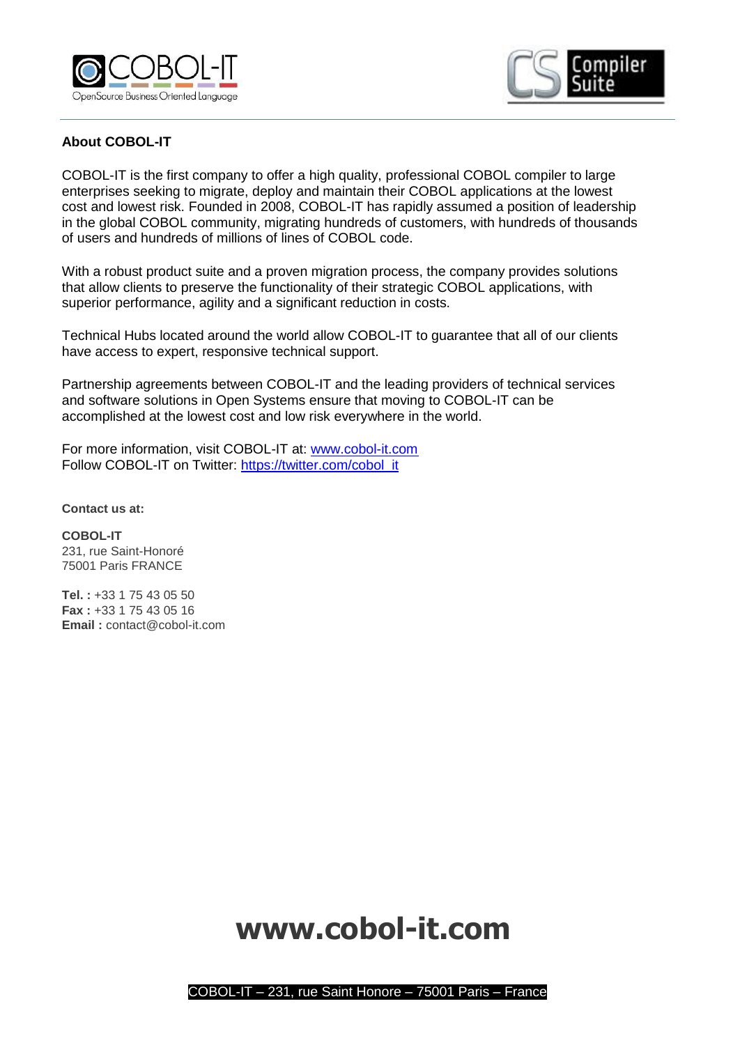**About COBOL-IT**

COBOL-IT is the first company to offer a high quality, professional COBOL compiler to large enterprises seeking to migrate, deploy and maintain their COBOL applications at the lowest cost and lowest risk. Founded in 2008, COBOL-IT has rapidly assumed a position of leadership in the global COBOL community, migrating hundreds of customers, with hundreds of thousands of users and hundreds of millions of lines of COBOL code.

With a robust product suite and a proven migration process, the company provides solutions that allow clients to preserve the functionality of their strategic COBOL applications, with superior performance, agility and a significant reduction in costs.

Technical Hubs located around the world allow COBOL-IT to guarantee that all of our clients have access to expert, responsive technical support.

Partnership agreements between COBOL-IT and the leading providers of technical services and software solutions in Open Systems ensure that moving to COBOL-IT can be accomplished at the lowest cost and low risk everywhere in the world.

For more information, visit COBOL-IT at: www.cobol-it.com
Follow COBOL-IT on Twitter: https://twitter.com/cobol_it

**Contact us at:**

**COBOL-IT**
231, rue Saint-Honoré
75001 Paris FRANCE

**Tel. :** +33 1 75 43 05 50
**Fax :** +33 1 75 43 05 16
**Email :** contact@cobol-it.com

**www.cobol-it.com**

COBOL-IT – 231, rue Saint Honore – 75001 Paris – France